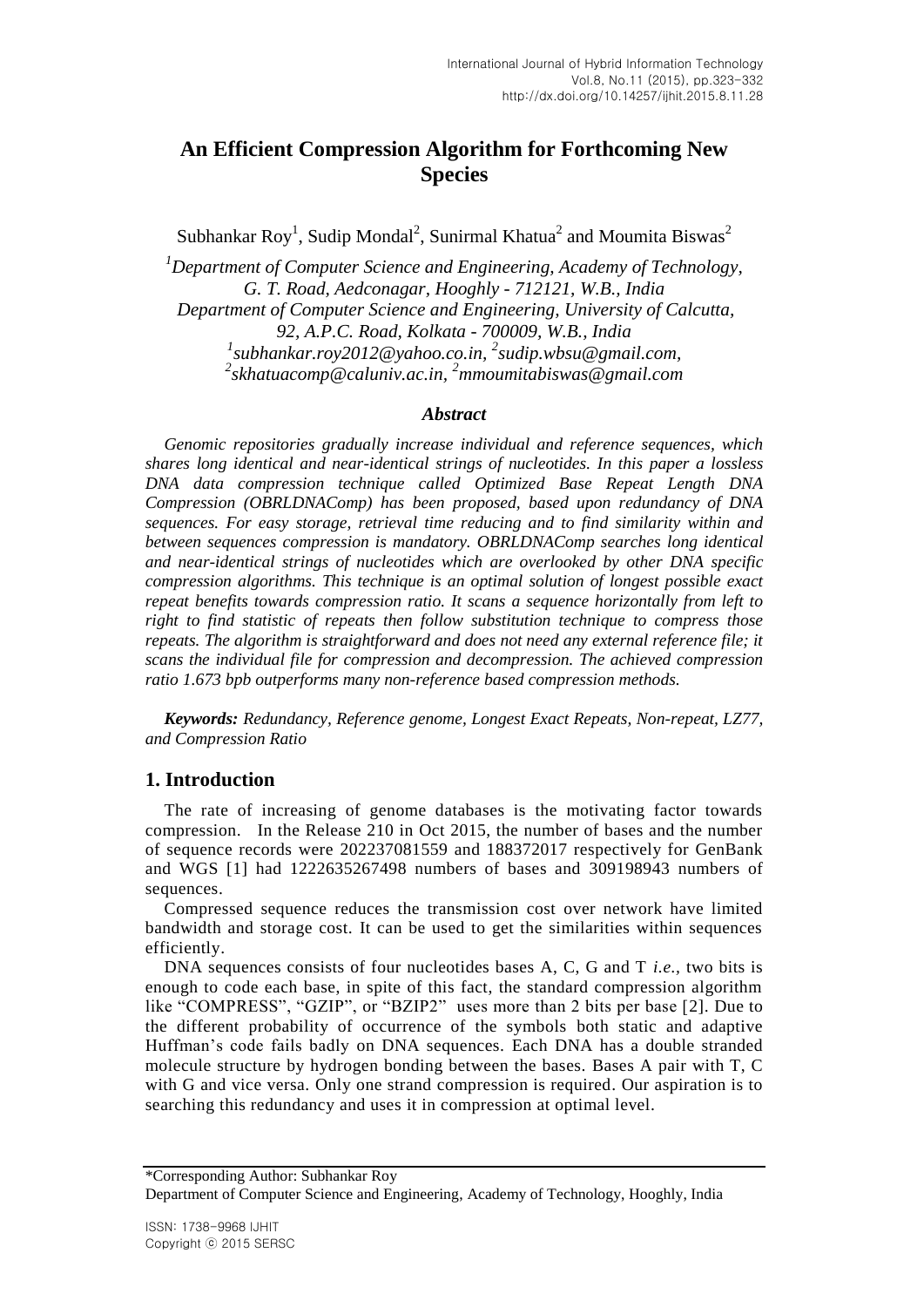# An Efficient Compression Algorithm for Forthcoming New Species

Subhankar Roy[1], Sudip Mondal[2], Sunirmal Khatua[2] and Moumita Biswas[2]

[1]*Department of Computer Science and Engineering, Academy of Technology, G. T. Road, Aedconagar, Hooghly - 712121, W.B., India*
*Department of Computer Science and Engineering, University of Calcutta, 92, A.P.C. Road, Kolkata - 700009, W.B., India*
[1]*subhankar.roy2012@yahoo.co.in,* [2]*sudip.wbsu@gmail.com,* [2]*skhatuacomp@caluniv.ac.in,* [2]*mmoumitabiswas@gmail.com*

### *Abstract*

*Genomic repositories gradually increase individual and reference sequences, which shares long identical and near-identical strings of nucleotides. In this paper a lossless DNA data compression technique called Optimized Base Repeat Length DNA Compression (OBRLDNAComp) has been proposed, based upon redundancy of DNA sequences. For easy storage, retrieval time reducing and to find similarity within and between sequences compression is mandatory. OBRLDNAComp searches long identical and near-identical strings of nucleotides which are overlooked by other DNA specific compression algorithms. This technique is an optimal solution of longest possible exact repeat benefits towards compression ratio. It scans a sequence horizontally from left to right to find statistic of repeats then follow substitution technique to compress those repeats. The algorithm is straightforward and does not need any external reference file; it scans the individual file for compression and decompression. The achieved compression ratio 1.673 bpb outperforms many non-reference based compression methods.*

***Keywords:*** *Redundancy, Reference genome, Longest Exact Repeats, Non-repeat, LZ77, and Compression Ratio*

## 1. Introduction

The rate of increasing of genome databases is the motivating factor towards compression. In the Release 210 in Oct 2015, the number of bases and the number of sequence records were 202237081559 and 188372017 respectively for GenBank and WGS [1] had 1222635267498 numbers of bases and 309198943 numbers of sequences.

Compressed sequence reduces the transmission cost over network have limited bandwidth and storage cost. It can be used to get the similarities within sequences efficiently.

DNA sequences consists of four nucleotides bases A, C, G and T *i.e.*, two bits is enough to code each base, in spite of this fact, the standard compression algorithm like "COMPRESS", "GZIP", or "BZIP2" uses more than 2 bits per base [2]. Due to the different probability of occurrence of the symbols both static and adaptive Huffman's code fails badly on DNA sequences. Each DNA has a double stranded molecule structure by hydrogen bonding between the bases. Bases A pair with T, C with G and vice versa. Only one strand compression is required. Our aspiration is to searching this redundancy and uses it in compression at optimal level.

---

\*Corresponding Author: Subhankar Roy
Department of Computer Science and Engineering, Academy of Technology, Hooghly, India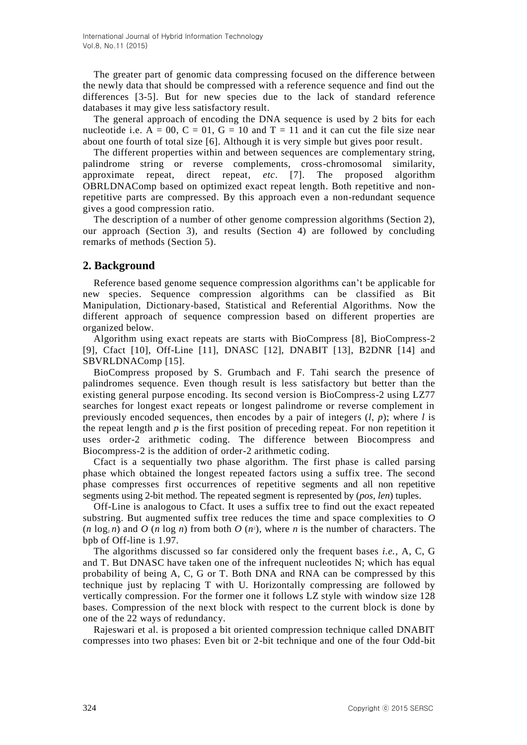The greater part of genomic data compressing focused on the difference between the newly data that should be compressed with a reference sequence and find out the differences [3-5]. But for new species due to the lack of standard reference databases it may give less satisfactory result.

The general approach of encoding the DNA sequence is used by 2 bits for each nucleotide i.e. A = 00, C = 01, G = 10 and T = 11 and it can cut the file size near about one fourth of total size [6]. Although it is very simple but gives poor result.

The different properties within and between sequences are complementary string, palindrome string or reverse complements, cross-chromosomal similarity, approximate repeat, direct repeat, *etc*. [7]. The proposed algorithm OBRLDNAComp based on optimized exact repeat length. Both repetitive and non-repetitive parts are compressed. By this approach even a non-redundant sequence gives a good compression ratio.

The description of a number of other genome compression algorithms (Section 2), our approach (Section 3), and results (Section 4) are followed by concluding remarks of methods (Section 5).

## 2. Background

Reference based genome sequence compression algorithms can't be applicable for new species. Sequence compression algorithms can be classified as Bit Manipulation, Dictionary-based, Statistical and Referential Algorithms. Now the different approach of sequence compression based on different properties are organized below.

Algorithm using exact repeats are starts with BioCompress [8], BioCompress-2 [9], Cfact [10], Off-Line [11], DNASC [12], DNABIT [13], B2DNR [14] and SBVRLDNAComp [15].

BioCompress proposed by S. Grumbach and F. Tahi search the presence of palindromes sequence. Even though result is less satisfactory but better than the existing general purpose encoding. Its second version is BioCompress-2 using LZ77 searches for longest exact repeats or longest palindrome or reverse complement in previously encoded sequences, then encodes by a pair of integers ($l$, $p$); where $l$ is the repeat length and $p$ is the first position of preceding repeat. For non repetition it uses order-2 arithmetic coding. The difference between Biocompress and Biocompress-2 is the addition of order-2 arithmetic coding.

Cfact is a sequentially two phase algorithm. The first phase is called parsing phase which obtained the longest repeated factors using a suffix tree. The second phase compresses first occurrences of repetitive segments and all non repetitive segments using 2-bit method. The repeated segment is represented by (*pos*, *len*) tuples.

Off-Line is analogous to Cfact. It uses a suffix tree to find out the exact repeated substring. But augmented suffix tree reduces the time and space complexities to $O(n \log_2 n)$ and $O(n \log n)$ from both $O(n^2)$, where $n$ is the number of characters. The bpb of Off-line is 1.97.

The algorithms discussed so far considered only the frequent bases *i.e.*, A, C, G and T. But DNASC have taken one of the infrequent nucleotides N; which has equal probability of being A, C, G or T. Both DNA and RNA can be compressed by this technique just by replacing T with U. Horizontally compressing are followed by vertically compression. For the former one it follows LZ style with window size 128 bases. Compression of the next block with respect to the current block is done by one of the 22 ways of redundancy.

Rajeswari et al. is proposed a bit oriented compression technique called DNABIT compresses into two phases: Even bit or 2-bit technique and one of the four Odd-bit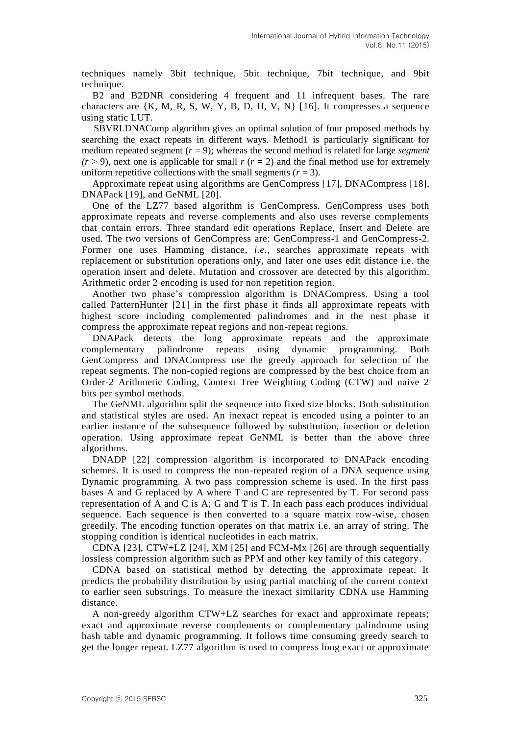techniques namely 3bit technique, 5bit technique, 7bit technique, and 9bit technique.

B2 and B2DNR considering 4 frequent and 11 infrequent bases. The rare characters are {K, M, R, S, W, Y, B, D, H, V, N} [16]. It compresses a sequence using static LUT.

SBVRLDNAComp algorithm gives an optimal solution of four proposed methods by searching the exact repeats in different ways. Method1 is particularly significant for medium repeated segment ($r = 9$); whereas the second method is related for large *segment* ($r > 9$), next one is applicable for small $r$ ($r = 2$) and the final method use for extremely uniform repetitive collections with the small segments ($r = 3$).

Approximate repeat using algorithms are GenCompress [17], DNACompress [18], DNAPack [19], and GeNML [20].

One of the LZ77 based algorithm is GenCompress. GenCompress uses both approximate repeats and reverse complements and also uses reverse complements that contain errors. Three standard edit operations Replace, Insert and Delete are used. The two versions of GenCompress are: GenCompress-1 and GenCompress-2. Former one uses Hamming distance, *i.e.,* searches approximate repeats with replacement or substitution operations only, and later one uses edit distance i.e. the operation insert and delete. Mutation and crossover are detected by this algorithm. Arithmetic order 2 encoding is used for non repetition region.

Another two phase's compression algorithm is DNACompress. Using a tool called PatternHunter [21] in the first phase it finds all approximate repeats with highest score including complemented palindromes and in the nest phase it compress the approximate repeat regions and non-repeat regions.

DNAPack detects the long approximate repeats and the approximate complementary palindrome repeats using dynamic programming. Both GenCompress and DNACompress use the greedy approach for selection of the repeat segments. The non-copied regions are compressed by the best choice from an Order-2 Arithmetic Coding, Context Tree Weighting Coding (CTW) and naive 2 bits per symbol methods.

The GeNML algorithm split the sequence into fixed size blocks. Both substitution and statistical styles are used. An inexact repeat is encoded using a pointer to an earlier instance of the subsequence followed by substitution, insertion or deletion operation. Using approximate repeat GeNML is better than the above three algorithms.

DNADP [22] compression algorithm is incorporated to DNAPack encoding schemes. It is used to compress the non-repeated region of a DNA sequence using Dynamic programming. A two pass compression scheme is used. In the first pass bases A and G replaced by A where T and C are represented by T. For second pass representation of A and C is A; G and T is T. In each pass each produces individual sequence. Each sequence is then converted to a square matrix row-wise, chosen greedily. The encoding function operates on that matrix i.e. an array of string. The stopping condition is identical nucleotides in each matrix.

CDNA [23], CTW+LZ [24], XM [25] and FCM-Mx [26] are through sequentially lossless compression algorithm such as PPM and other key family of this category.

CDNA based on statistical method by detecting the approximate repeat. It predicts the probability distribution by using partial matching of the current context to earlier seen substrings. To measure the inexact similarity CDNA use Hamming distance.

A non-greedy algorithm CTW+LZ searches for exact and approximate repeats; exact and approximate reverse complements or complementary palindrome using hash table and dynamic programming. It follows time consuming greedy search to get the longer repeat. LZ77 algorithm is used to compress long exact or approximate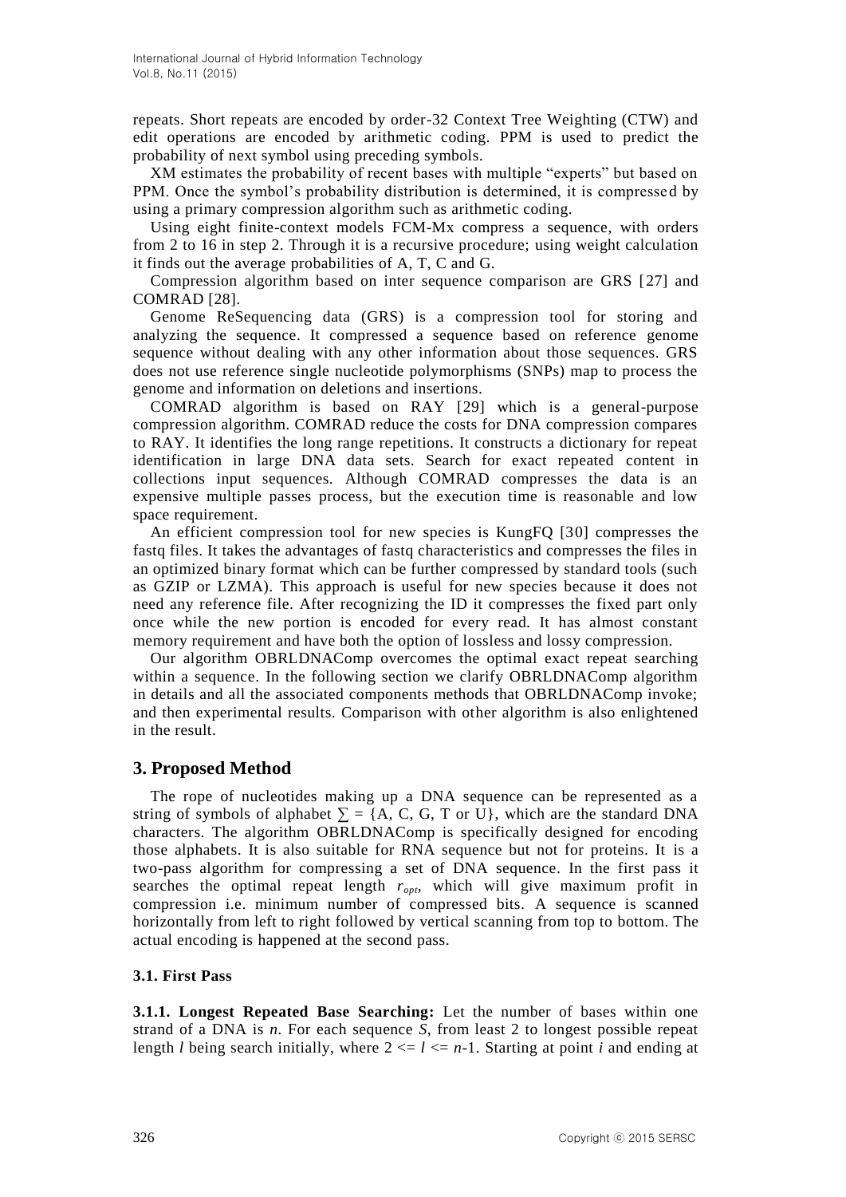repeats. Short repeats are encoded by order-32 Context Tree Weighting (CTW) and edit operations are encoded by arithmetic coding. PPM is used to predict the probability of next symbol using preceding symbols.

XM estimates the probability of recent bases with multiple "experts" but based on PPM. Once the symbol's probability distribution is determined, it is compressed by using a primary compression algorithm such as arithmetic coding.

Using eight finite-context models FCM-Mx compress a sequence, with orders from 2 to 16 in step 2. Through it is a recursive procedure; using weight calculation it finds out the average probabilities of A, T, C and G.

Compression algorithm based on inter sequence comparison are GRS [27] and COMRAD [28].

Genome ReSequencing data (GRS) is a compression tool for storing and analyzing the sequence. It compressed a sequence based on reference genome sequence without dealing with any other information about those sequences. GRS does not use reference single nucleotide polymorphisms (SNPs) map to process the genome and information on deletions and insertions.

COMRAD algorithm is based on RAY [29] which is a general-purpose compression algorithm. COMRAD reduce the costs for DNA compression compares to RAY. It identifies the long range repetitions. It constructs a dictionary for repeat identification in large DNA data sets. Search for exact repeated content in collections input sequences. Although COMRAD compresses the data is an expensive multiple passes process, but the execution time is reasonable and low space requirement.

An efficient compression tool for new species is KungFQ [30] compresses the fastq files. It takes the advantages of fastq characteristics and compresses the files in an optimized binary format which can be further compressed by standard tools (such as GZIP or LZMA). This approach is useful for new species because it does not need any reference file. After recognizing the ID it compresses the fixed part only once while the new portion is encoded for every read. It has almost constant memory requirement and have both the option of lossless and lossy compression.

Our algorithm OBRLDNAComp overcomes the optimal exact repeat searching within a sequence. In the following section we clarify OBRLDNAComp algorithm in details and all the associated components methods that OBRLDNAComp invoke; and then experimental results. Comparison with other algorithm is also enlightened in the result.

## 3. Proposed Method

The rope of nucleotides making up a DNA sequence can be represented as a string of symbols of alphabet $\sum$ = {A, C, G, T or U}, which are the standard DNA characters. The algorithm OBRLDNAComp is specifically designed for encoding those alphabets. It is also suitable for RNA sequence but not for proteins. It is a two-pass algorithm for compressing a set of DNA sequence. In the first pass it searches the optimal repeat length $r_{opt}$, which will give maximum profit in compression i.e. minimum number of compressed bits. A sequence is scanned horizontally from left to right followed by vertical scanning from top to bottom. The actual encoding is happened at the second pass.

### 3.1. First Pass

**3.1.1. Longest Repeated Base Searching:** Let the number of bases within one strand of a DNA is $n$. For each sequence $S$, from least 2 to longest possible repeat length $l$ being search initially, where $2 <= l <= n-1$. Starting at point $i$ and ending at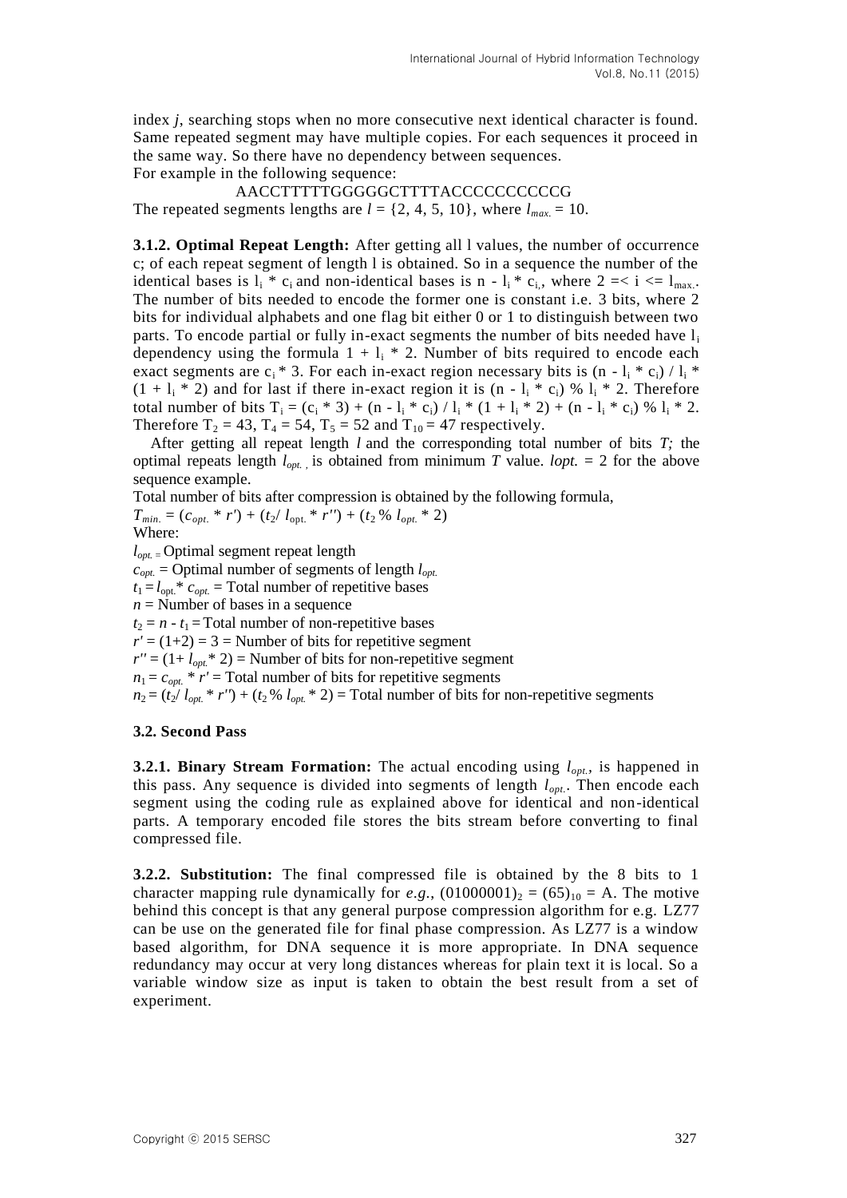index *j*, searching stops when no more consecutive next identical character is found. Same repeated segment may have multiple copies. For each sequences it proceed in the same way. So there have no dependency between sequences.

For example in the following sequence:

AACCTTTTTGGGGGCTTTTACCCCCCCCCCG

The repeated segments lengths are $l = \{2, 4, 5, 10\}$, where $l_{max.} = 10$.

**3.1.2. Optimal Repeat Length:** After getting all l values, the number of occurrence c; of each repeat segment of length l is obtained. So in a sequence the number of the identical bases is $l_i * c_i$ and non-identical bases is $n - l_i * c_i$, where $2 =< i <= l_{max.}$. The number of bits needed to encode the former one is constant i.e. 3 bits, where 2 bits for individual alphabets and one flag bit either 0 or 1 to distinguish between two parts. To encode partial or fully in-exact segments the number of bits needed have $l_i$ dependency using the formula $1 + l_i * 2$. Number of bits required to encode each exact segments are $c_i * 3$. For each in-exact region necessary bits is $(n - l_i * c_i) / l_i * (1 + l_i * 2)$ and for last if there in-exact region it is $(n - l_i * c_i) \% l_i * 2$. Therefore total number of bits $T_i = (c_i * 3) + (n - l_i * c_i) / l_i * (1 + l_i * 2) + (n - l_i * c_i) \% l_i * 2$. Therefore $T_2 = 43$, $T_4 = 54$, $T_5 = 52$ and $T_{10} = 47$ respectively.

After getting all repeat length *l* and the corresponding total number of bits *T;* the optimal repeats length $l_{opt.}$ is obtained from minimum *T* value. *lopt.* = 2 for the above sequence example.

Total number of bits after compression is obtained by the following formula,

$T_{min.} = (c_{opt.} * r') + (t_2 / l_{opt.} * r'') + (t_2 \% l_{opt.} * 2)$

Where:

$l_{opt.}$ = Optimal segment repeat length

$c_{opt.}$ = Optimal number of segments of length $l_{opt.}$

$t_1 = l_{opt.} * c_{opt.}$ = Total number of repetitive bases

$n$ = Number of bases in a sequence

$t_2 = n - t_1$ = Total number of non-repetitive bases

$r' = (1+2) = 3$ = Number of bits for repetitive segment

$r'' = (1 + l_{opt.} * 2)$ = Number of bits for non-repetitive segment

$n_1 = c_{opt.} * r'$ = Total number of bits for repetitive segments

$n_2 = (t_2 / l_{opt.} * r'') + (t_2 \% l_{opt.} * 2)$ = Total number of bits for non-repetitive segments

### 3.2. Second Pass

**3.2.1. Binary Stream Formation:** The actual encoding using $l_{opt.}$, is happened in this pass. Any sequence is divided into segments of length $l_{opt.}$. Then encode each segment using the coding rule as explained above for identical and non-identical parts. A temporary encoded file stores the bits stream before converting to final compressed file.

**3.2.2. Substitution:** The final compressed file is obtained by the 8 bits to 1 character mapping rule dynamically for *e.g.*, $(01000001)_2 = (65)_{10} = \text{A}$. The motive behind this concept is that any general purpose compression algorithm for e.g. LZ77 can be use on the generated file for final phase compression. As LZ77 is a window based algorithm, for DNA sequence it is more appropriate. In DNA sequence redundancy may occur at very long distances whereas for plain text it is local. So a variable window size as input is taken to obtain the best result from a set of experiment.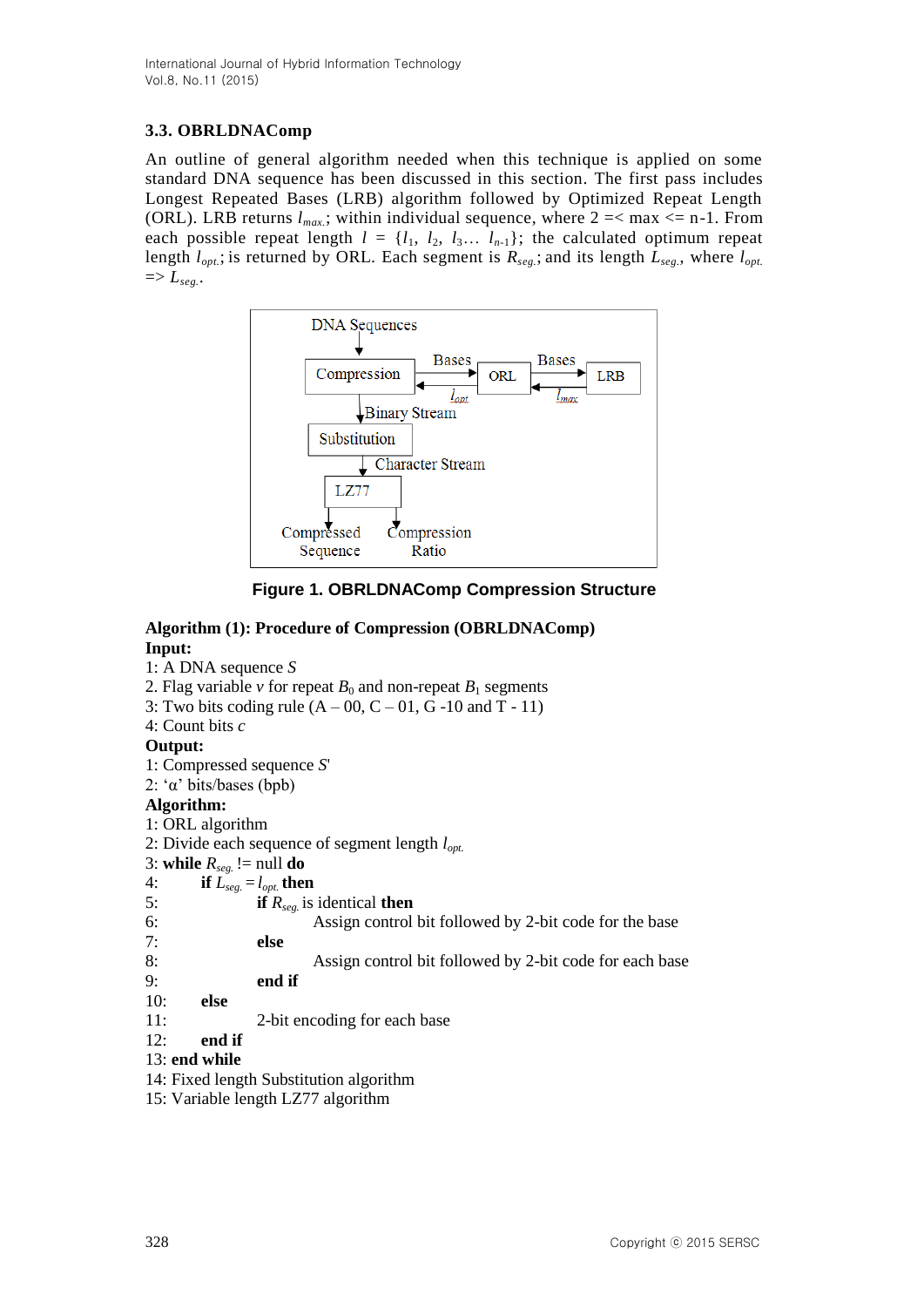### 3.3. OBRLDNAComp

An outline of general algorithm needed when this technique is applied on some standard DNA sequence has been discussed in this section. The first pass includes Longest Repeated Bases (LRB) algorithm followed by Optimized Repeat Length (ORL). LRB returns $l_{max.}$; within individual sequence, where 2 =< max <= n-1. From each possible repeat length $l = \{l_1, l_2, l_3 \ldots l_{n-1}\}$; the calculated optimum repeat length $l_{opt.}$; is returned by ORL. Each segment is $R_{seg.}$; and its length $L_{seg.}$, where $l_{opt.}$ => $L_{seg.}$.

**Figure 1. OBRLDNAComp Compression Structure**

**Algorithm (1): Procedure of Compression (OBRLDNAComp)**

**Input:**

1: A DNA sequence $S$
2. Flag variable $v$ for repeat $B_0$ and non-repeat $B_1$ segments
3: Two bits coding rule (A – 00, C – 01, G -10 and T - 11)
4: Count bits $c$

**Output:**

1: Compressed sequence $S'$
2: 'α' bits/bases (bpb)

**Algorithm:**

```
1: ORL algorithm
2: Divide each sequence of segment length l_opt.
3: while R_seg. != null do
4:       if L_seg. = l_opt. then
5:             if R_seg. is identical then
6:                   Assign control bit followed by 2-bit code for the base
7:             else
8:                   Assign control bit followed by 2-bit code for each base
9:             end if
10:      else
11:            2-bit encoding for each base
12:      end if
13: end while
14: Fixed length Substitution algorithm
15: Variable length LZ77 algorithm
```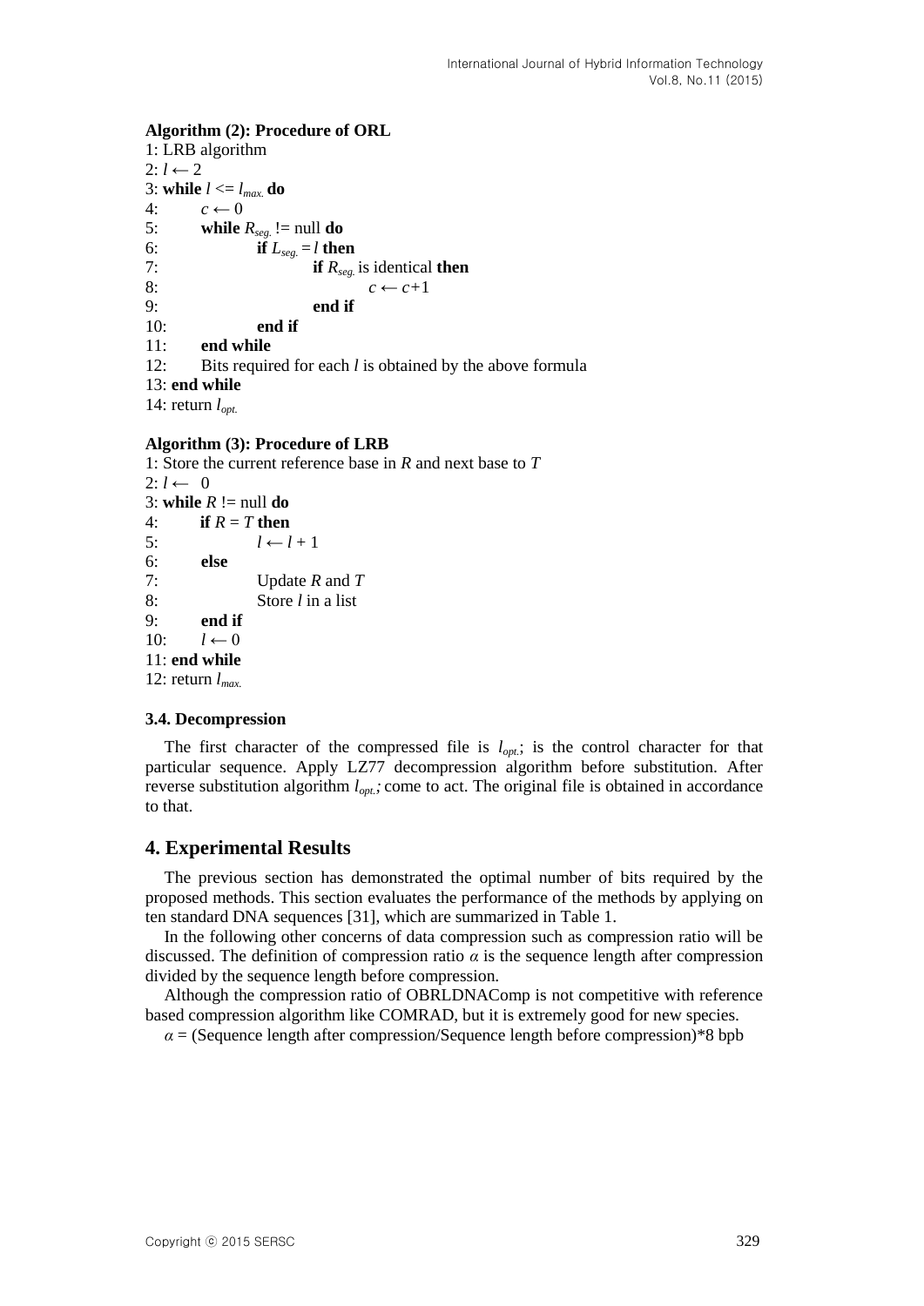**Algorithm (2): Procedure of ORL**

```
1: LRB algorithm
2: l ← 2
3: while l <= l_max. do
4:      c ← 0
5:      while R_seg. != null do
6:           if L_seg. = l then
7:                if R_seg. is identical then
8:                     c ← c+1
9:                end if
10:          end if
11:     end while
12:     Bits required for each l is obtained by the above formula
13: end while
14: return l_opt.
```

**Algorithm (3): Procedure of LRB**

```
1: Store the current reference base in R and next base to T
2: l ← 0
3: while R != null do
4:      if R = T then
5:           l ← l + 1
6:      else
7:           Update R and T
8:           Store l in a list
9:      end if
10:     l ← 0
11: end while
12: return l_max.
```

### 3.4. Decompression

The first character of the compressed file is $l_{opt.}$; is the control character for that particular sequence. Apply LZ77 decompression algorithm before substitution. After reverse substitution algorithm $l_{opt.}$; come to act. The original file is obtained in accordance to that.

## 4. Experimental Results

The previous section has demonstrated the optimal number of bits required by the proposed methods. This section evaluates the performance of the methods by applying on ten standard DNA sequences [31], which are summarized in Table 1.

In the following other concerns of data compression such as compression ratio will be discussed. The definition of compression ratio $\alpha$ is the sequence length after compression divided by the sequence length before compression.

Although the compression ratio of OBRLDNAComp is not competitive with reference based compression algorithm like COMRAD, but it is extremely good for new species.

$\alpha$ = (Sequence length after compression/Sequence length before compression)*8 bpb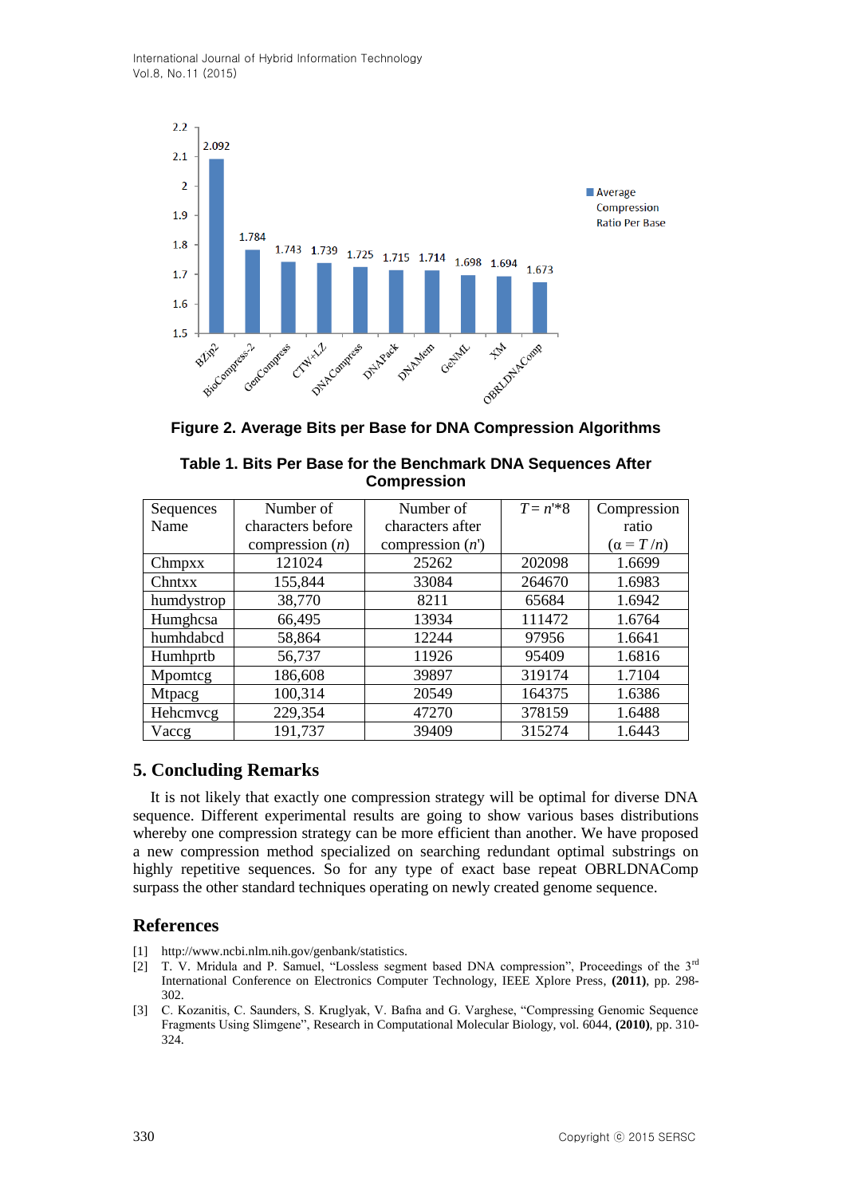Figure 2. Average Bits per Base for DNA Compression Algorithms

**Table 1. Bits Per Base for the Benchmark DNA Sequences After Compression**

| Sequences Name | Number of characters before compression ($n$) | Number of characters after compression ($n'$) | $T = n'*8$ | Compression ratio ($\alpha = T/n$) |
|---|---|---|---|---|
| Chmpxx | 121024 | 25262 | 202098 | 1.6699 |
| Chntxx | 155,844 | 33084 | 264670 | 1.6983 |
| humdystrop | 38,770 | 8211 | 65684 | 1.6942 |
| Humghcsa | 66,495 | 13934 | 111472 | 1.6764 |
| humhdabcd | 58,864 | 12244 | 97956 | 1.6641 |
| Humhprtb | 56,737 | 11926 | 95409 | 1.6816 |
| Mpomtcg | 186,608 | 39897 | 319174 | 1.7104 |
| Mtpacg | 100,314 | 20549 | 164375 | 1.6386 |
| Hehcmvcg | 229,354 | 47270 | 378159 | 1.6488 |
| Vaccg | 191,737 | 39409 | 315274 | 1.6443 |

## 5. Concluding Remarks

It is not likely that exactly one compression strategy will be optimal for diverse DNA sequence. Different experimental results are going to show various bases distributions whereby one compression strategy can be more efficient than another. We have proposed a new compression method specialized on searching redundant optimal substrings on highly repetitive sequences. So for any type of exact base repeat OBRLDNAComp surpass the other standard techniques operating on newly created genome sequence.

## References

[1] http://www.ncbi.nlm.nih.gov/genbank/statistics.

[2] T. V. Mridula and P. Samuel, "Lossless segment based DNA compression", Proceedings of the 3rd International Conference on Electronics Computer Technology, IEEE Xplore Press, **(2011)**, pp. 298-302.

[3] C. Kozanitis, C. Saunders, S. Kruglyak, V. Bafna and G. Varghese, "Compressing Genomic Sequence Fragments Using Slimgene", Research in Computational Molecular Biology, vol. 6044, **(2010)**, pp. 310-324.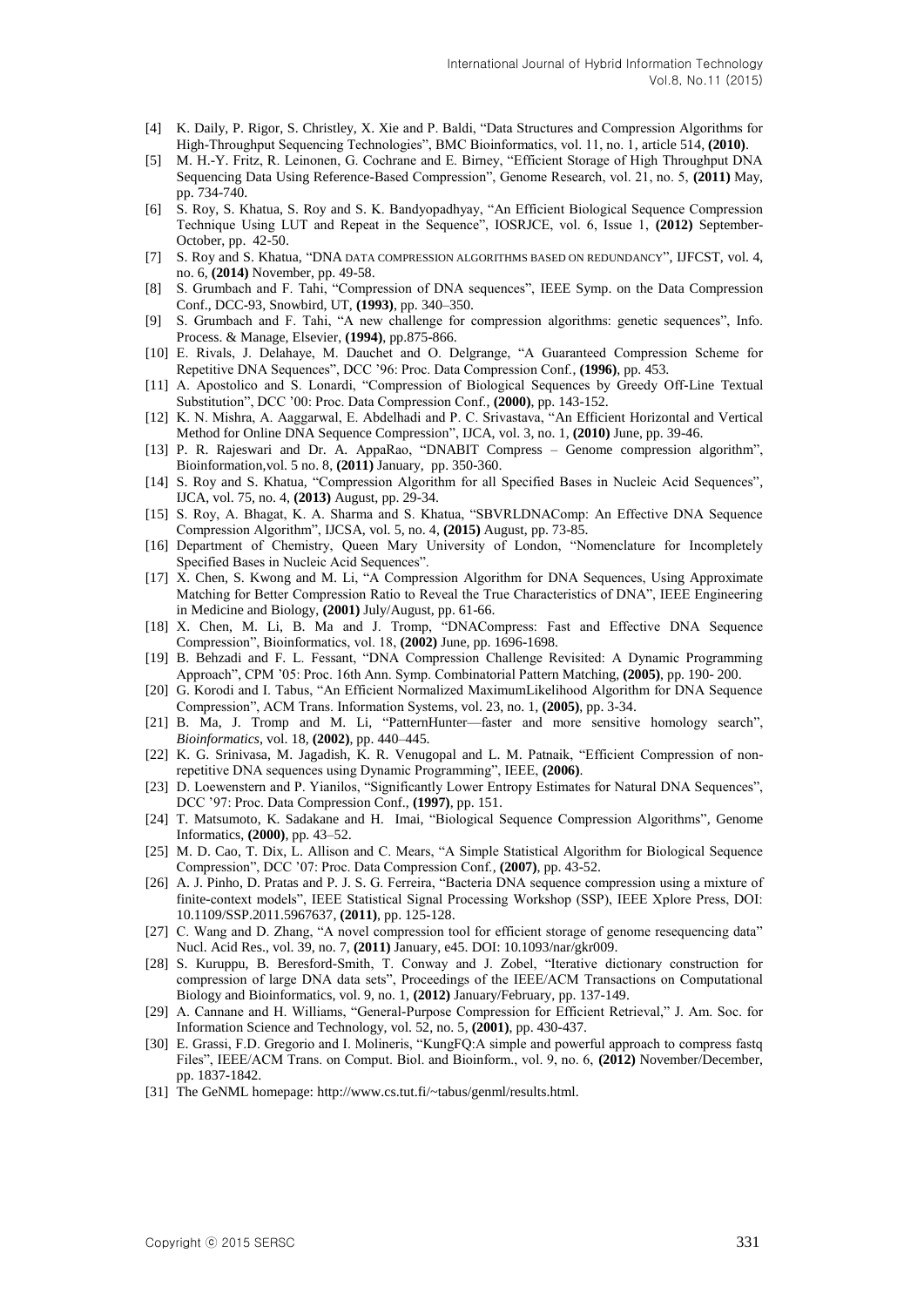[4] K. Daily, P. Rigor, S. Christley, X. Xie and P. Baldi, "Data Structures and Compression Algorithms for High-Throughput Sequencing Technologies", BMC Bioinformatics, vol. 11, no. 1, article 514, **(2010)**.

[5] M. H.-Y. Fritz, R. Leinonen, G. Cochrane and E. Birney, "Efficient Storage of High Throughput DNA Sequencing Data Using Reference-Based Compression", Genome Research, vol. 21, no. 5, **(2011)** May, pp. 734-740.

[6] S. Roy, S. Khatua, S. Roy and S. K. Bandyopadhyay, "An Efficient Biological Sequence Compression Technique Using LUT and Repeat in the Sequence", IOSRJCE, vol. 6, Issue 1, **(2012)** September-October, pp. 42-50.

[7] S. Roy and S. Khatua, "DNA DATA COMPRESSION ALGORITHMS BASED ON REDUNDANCY", IJFCST, vol. 4, no. 6, **(2014)** November, pp. 49-58.

[8] S. Grumbach and F. Tahi, "Compression of DNA sequences", IEEE Symp. on the Data Compression Conf., DCC-93, Snowbird, UT, **(1993)**, pp. 340–350.

[9] S. Grumbach and F. Tahi, "A new challenge for compression algorithms: genetic sequences", Info. Process. & Manage, Elsevier, **(1994)**, pp.875-866.

[10] E. Rivals, J. Delahaye, M. Dauchet and O. Delgrange, "A Guaranteed Compression Scheme for Repetitive DNA Sequences", DCC '96: Proc. Data Compression Conf., **(1996)**, pp. 453.

[11] A. Apostolico and S. Lonardi, "Compression of Biological Sequences by Greedy Off-Line Textual Substitution", DCC '00: Proc. Data Compression Conf., **(2000)**, pp. 143-152.

[12] K. N. Mishra, A. Aaggarwal, E. Abdelhadi and P. C. Srivastava, "An Efficient Horizontal and Vertical Method for Online DNA Sequence Compression", IJCA, vol. 3, no. 1, **(2010)** June, pp. 39-46.

[13] P. R. Rajeswari and Dr. A. AppaRao, "DNABIT Compress – Genome compression algorithm", Bioinformation,vol. 5 no. 8, **(2011)** January, pp. 350-360.

[14] S. Roy and S. Khatua, "Compression Algorithm for all Specified Bases in Nucleic Acid Sequences", IJCA, vol. 75, no. 4, **(2013)** August, pp. 29-34.

[15] S. Roy, A. Bhagat, K. A. Sharma and S. Khatua, "SBVRLDNAComp: An Effective DNA Sequence Compression Algorithm", IJCSA, vol. 5, no. 4, **(2015)** August, pp. 73-85.

[16] Department of Chemistry, Queen Mary University of London, "Nomenclature for Incompletely Specified Bases in Nucleic Acid Sequences".

[17] X. Chen, S. Kwong and M. Li, "A Compression Algorithm for DNA Sequences, Using Approximate Matching for Better Compression Ratio to Reveal the True Characteristics of DNA", IEEE Engineering in Medicine and Biology, **(2001)** July/August, pp. 61-66.

[18] X. Chen, M. Li, B. Ma and J. Tromp, "DNACompress: Fast and Effective DNA Sequence Compression", Bioinformatics, vol. 18, **(2002)** June, pp. 1696-1698.

[19] B. Behzadi and F. L. Fessant, "DNA Compression Challenge Revisited: A Dynamic Programming Approach", CPM '05: Proc. 16th Ann. Symp. Combinatorial Pattern Matching, **(2005)**, pp. 190- 200.

[20] G. Korodi and I. Tabus, "An Efficient Normalized MaximumLikelihood Algorithm for DNA Sequence Compression", ACM Trans. Information Systems, vol. 23, no. 1, **(2005)**, pp. 3-34.

[21] B. Ma, J. Tromp and M. Li, "PatternHunter—faster and more sensitive homology search", *Bioinformatics*, vol. 18, **(2002)**, pp. 440–445.

[22] K. G. Srinivasa, M. Jagadish, K. R. Venugopal and L. M. Patnaik, "Efficient Compression of non-repetitive DNA sequences using Dynamic Programming", IEEE, **(2006)**.

[23] D. Loewenstern and P. Yianilos, "Significantly Lower Entropy Estimates for Natural DNA Sequences", DCC '97: Proc. Data Compression Conf., **(1997)**, pp. 151.

[24] T. Matsumoto, K. Sadakane and H. Imai, "Biological Sequence Compression Algorithms", Genome Informatics, **(2000)**, pp. 43–52.

[25] M. D. Cao, T. Dix, L. Allison and C. Mears, "A Simple Statistical Algorithm for Biological Sequence Compression", DCC '07: Proc. Data Compression Conf., **(2007)**, pp. 43-52.

[26] A. J. Pinho, D. Pratas and P. J. S. G. Ferreira, "Bacteria DNA sequence compression using a mixture of finite-context models", IEEE Statistical Signal Processing Workshop (SSP), IEEE Xplore Press, DOI: 10.1109/SSP.2011.5967637, **(2011)**, pp. 125-128.

[27] C. Wang and D. Zhang, "A novel compression tool for efficient storage of genome resequencing data" Nucl. Acid Res., vol. 39, no. 7, **(2011)** January, e45. DOI: 10.1093/nar/gkr009.

[28] S. Kuruppu, B. Beresford-Smith, T. Conway and J. Zobel, "Iterative dictionary construction for compression of large DNA data sets", Proceedings of the IEEE/ACM Transactions on Computational Biology and Bioinformatics, vol. 9, no. 1, **(2012)** January/February, pp. 137-149.

[29] A. Cannane and H. Williams, "General-Purpose Compression for Efficient Retrieval," J. Am. Soc. for Information Science and Technology, vol. 52, no. 5, **(2001)**, pp. 430-437.

[30] E. Grassi, F.D. Gregorio and I. Molineris, "KungFQ:A simple and powerful approach to compress fastq Files", IEEE/ACM Trans. on Comput. Biol. and Bioinform., vol. 9, no. 6, **(2012)** November/December, pp. 1837-1842.

[31] The GeNML homepage: http://www.cs.tut.fi/~tabus/genml/results.html.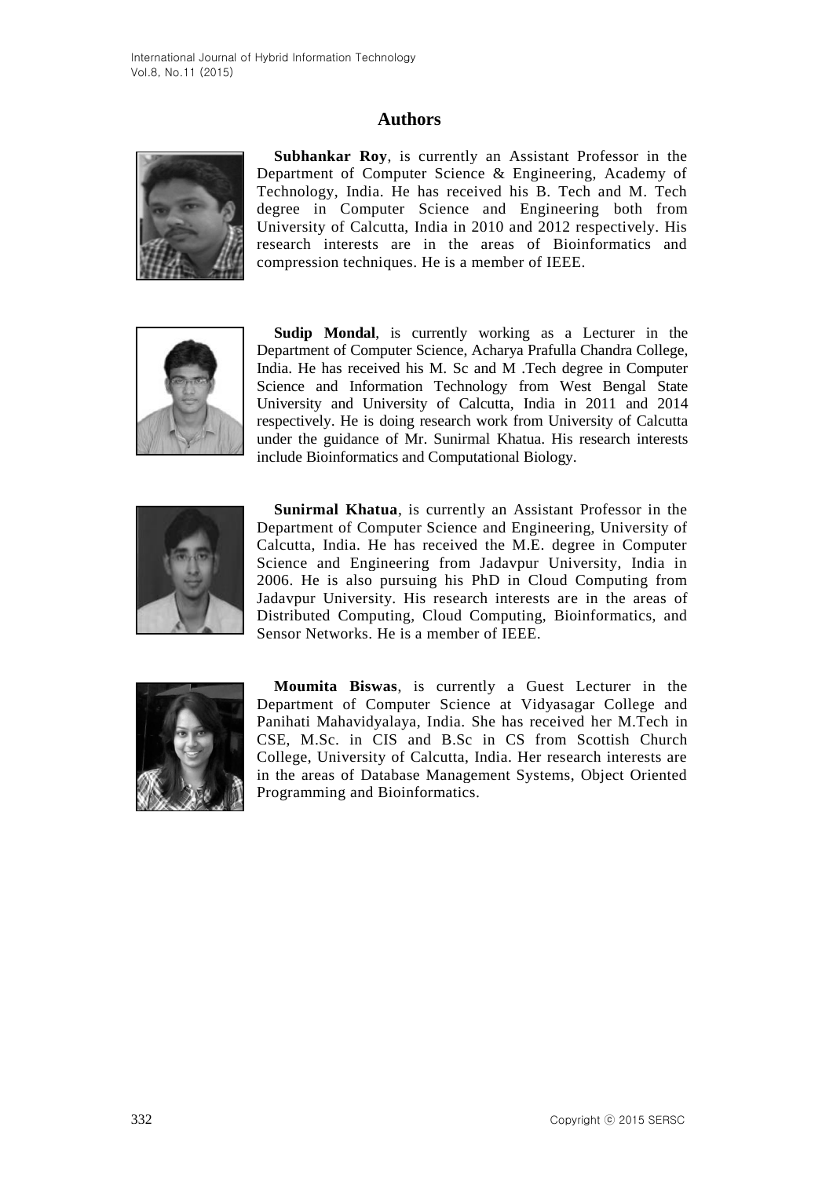# Authors

**Subhankar Roy**, is currently an Assistant Professor in the Department of Computer Science & Engineering, Academy of Technology, India. He has received his B. Tech and M. Tech degree in Computer Science and Engineering both from University of Calcutta, India in 2010 and 2012 respectively. His research interests are in the areas of Bioinformatics and compression techniques. He is a member of IEEE.

**Sudip Mondal**, is currently working as a Lecturer in the Department of Computer Science, Acharya Prafulla Chandra College, India. He has received his M. Sc and M .Tech degree in Computer Science and Information Technology from West Bengal State University and University of Calcutta, India in 2011 and 2014 respectively. He is doing research work from University of Calcutta under the guidance of Mr. Sunirmal Khatua. His research interests include Bioinformatics and Computational Biology.

**Sunirmal Khatua**, is currently an Assistant Professor in the Department of Computer Science and Engineering, University of Calcutta, India. He has received the M.E. degree in Computer Science and Engineering from Jadavpur University, India in 2006. He is also pursuing his PhD in Cloud Computing from Jadavpur University. His research interests are in the areas of Distributed Computing, Cloud Computing, Bioinformatics, and Sensor Networks. He is a member of IEEE.

**Moumita Biswas**, is currently a Guest Lecturer in the Department of Computer Science at Vidyasagar College and Panihati Mahavidyalaya, India. She has received her M.Tech in CSE, M.Sc. in CIS and B.Sc in CS from Scottish Church College, University of Calcutta, India. Her research interests are in the areas of Database Management Systems, Object Oriented Programming and Bioinformatics.